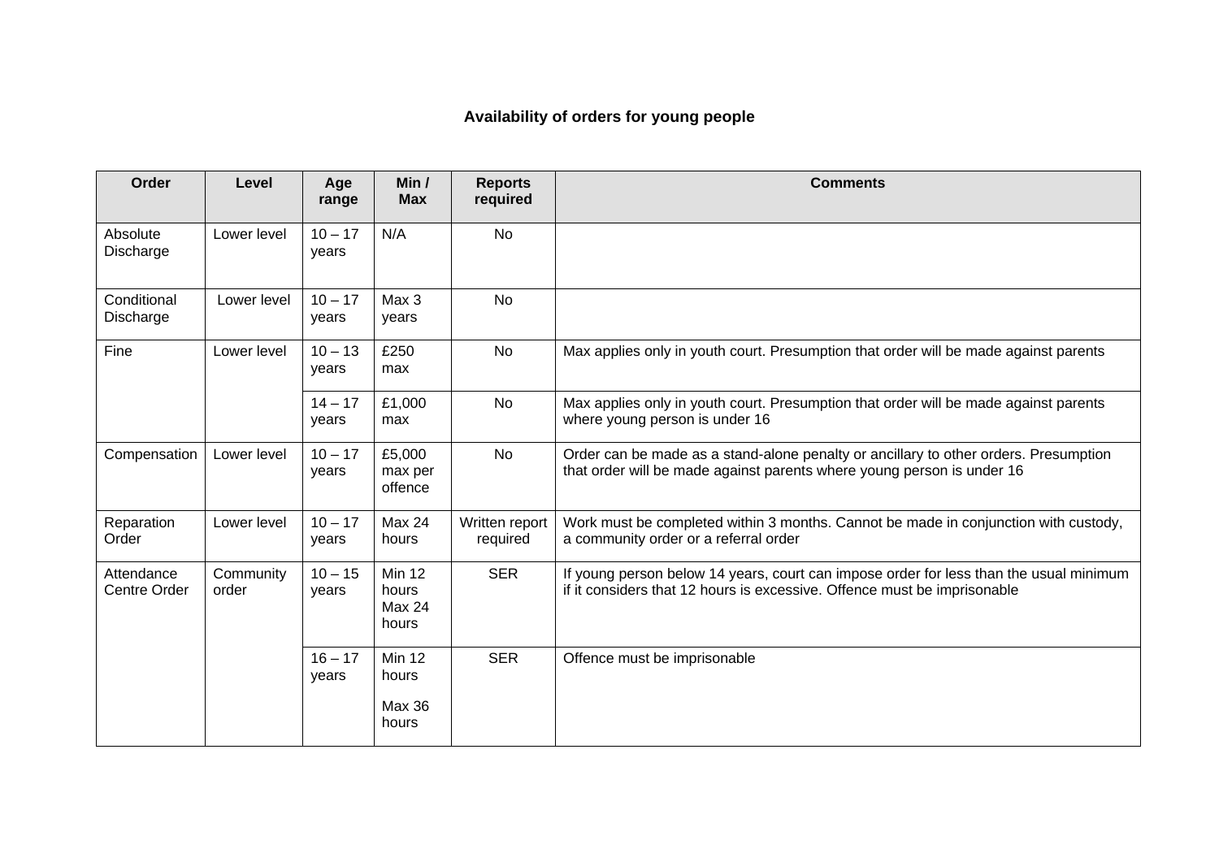**Availability of orders for young people**

| Order | Level | Age range | Min / Max | Reports required | Comments |
|---|---|---|---|---|---|
| Absolute Discharge | Lower level | 10 – 17 years | N/A | No | |
| Conditional Discharge | Lower level | 10 – 17 years | Max 3 years | No | |
| Fine | Lower level | 10 – 13 years | £250 max | No | Max applies only in youth court. Presumption that order will be made against parents |
| | | 14 – 17 years | £1,000 max | No | Max applies only in youth court. Presumption that order will be made against parents where young person is under 16 |
| Compensation | Lower level | 10 – 17 years | £5,000 max per offence | No | Order can be made as a stand-alone penalty or ancillary to other orders. Presumption that order will be made against parents where young person is under 16 |
| Reparation Order | Lower level | 10 – 17 years | Max 24 hours | Written report required | Work must be completed within 3 months. Cannot be made in conjunction with custody, a community order or a referral order |
| Attendance Centre Order | Community order | 10 – 15 years | Min 12 hours Max 24 hours | SER | If young person below 14 years, court can impose order for less than the usual minimum if it considers that 12 hours is excessive. Offence must be imprisonable |
| | | 16 – 17 years | Min 12 hours Max 36 hours | SER | Offence must be imprisonable |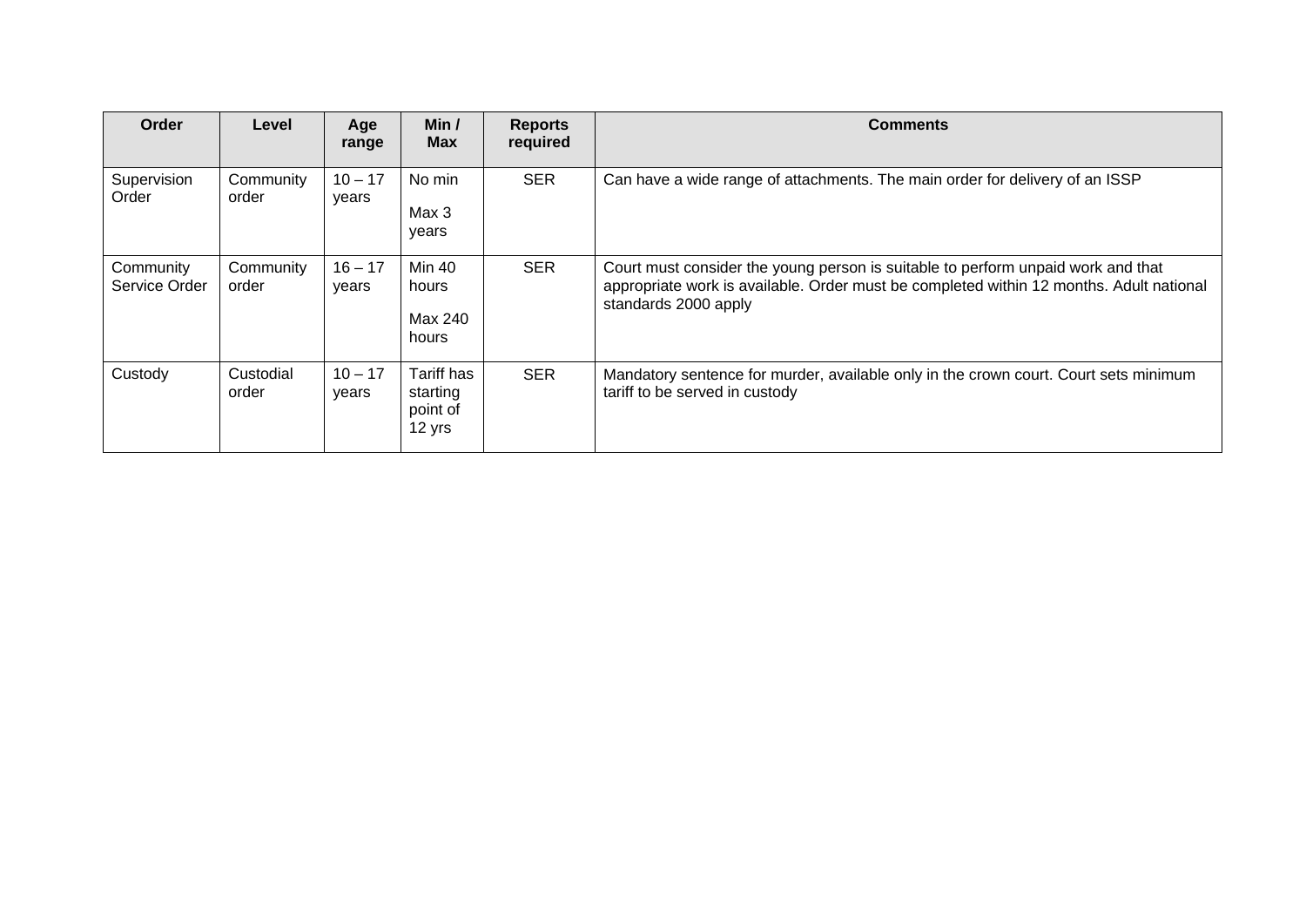| Order | Level | Age range | Min / Max | Reports required | Comments |
|---|---|---|---|---|---|
| Supervision Order | Community order | 10 – 17 years | No min<br><br>Max 3 years | SER | Can have a wide range of attachments. The main order for delivery of an ISSP |
| Community Service Order | Community order | 16 – 17 years | Min 40 hours<br><br>Max 240 hours | SER | Court must consider the young person is suitable to perform unpaid work and that appropriate work is available. Order must be completed within 12 months. Adult national standards 2000 apply |
| Custody | Custodial order | 10 – 17 years | Tariff has starting point of 12 yrs | SER | Mandatory sentence for murder, available only in the crown court. Court sets minimum tariff to be served in custody |